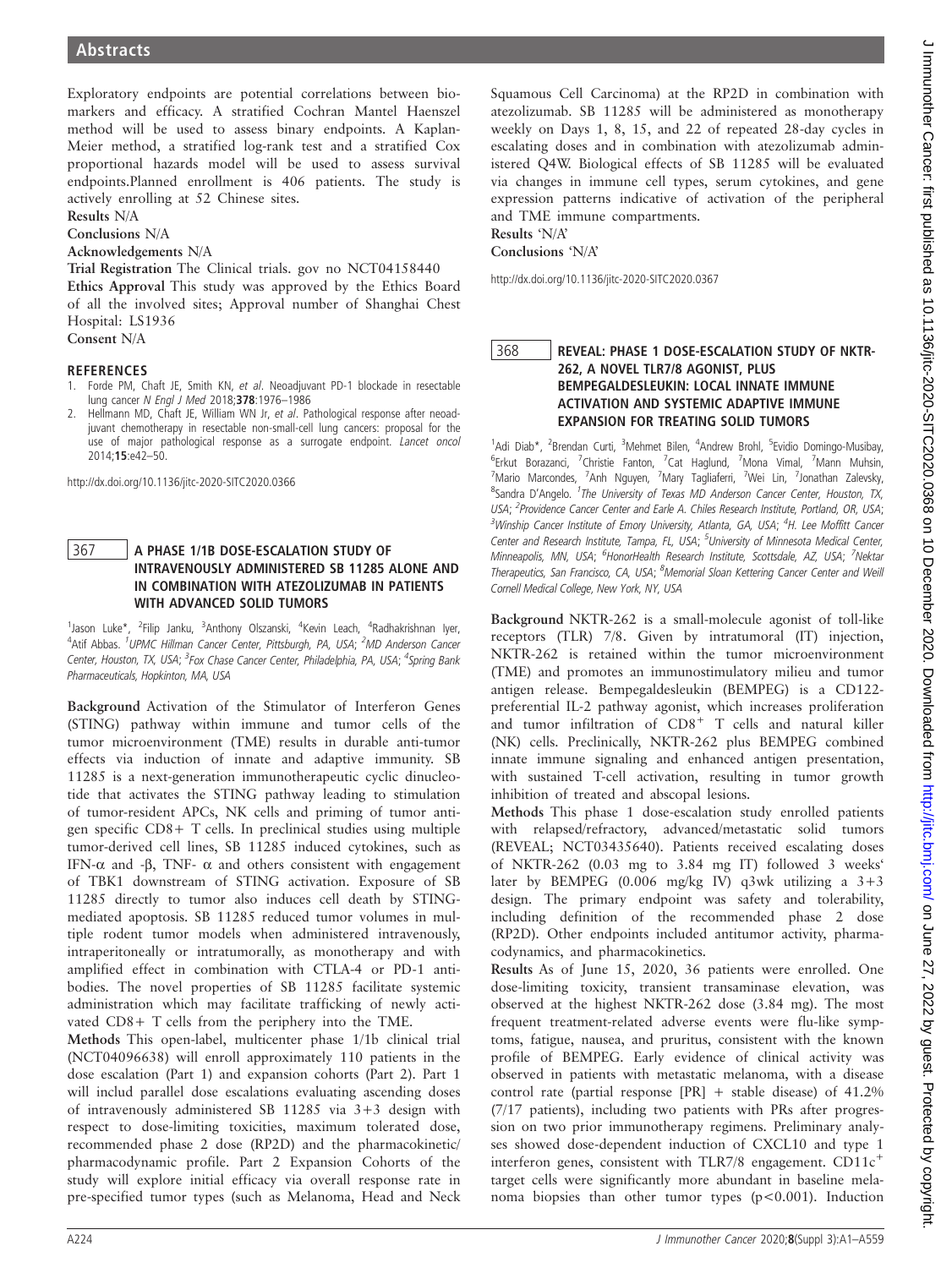Exploratory endpoints are potential correlations between biomarkers and efficacy. A stratified Cochran Mantel Haenszel method will be used to assess binary endpoints. A Kaplan-Meier method, a stratified log-rank test and a stratified Cox proportional hazards model will be used to assess survival endpoints.Planned enrollment is 406 patients. The study is actively enrolling at 52 Chinese sites.

**Results** N/A

**Conclusions** N/A

**Acknowledgements** N/A

**Trial Registration** The Clinical trials. gov no NCT04158440

**Ethics Approval** This study was approved by the Ethics Board of all the involved sites; Approval number of Shanghai Chest Hospital: LS1936

**Consent** N/A

## REFERENCES

1. Forde PM, Chaft JE, Smith KN, *et al*. Neoadjuvant PD-1 blockade in resectable lung cancer *N Engl J Med* 2018;**378**:1976–1986
2. Hellmann MD, Chaft JE, William WN Jr, *et al*. Pathological response after neoadjuvant chemotherapy in resectable non-small-cell lung cancers: proposal for the use of major pathological response as a surrogate endpoint. *Lancet oncol* 2014;**15**:e42–50.

http://dx.doi.org/10.1136/jitc-2020-SITC2020.0366

## 367 A PHASE 1/1B DOSE-ESCALATION STUDY OF INTRAVENOUSLY ADMINISTERED SB 11285 ALONE AND IN COMBINATION WITH ATEZOLIZUMAB IN PATIENTS WITH ADVANCED SOLID TUMORS

[1]Jason Luke*, [2]Filip Janku, [3]Anthony Olszanski, [4]Kevin Leach, [4]Radhakrishnan Iyer, [4]Atif Abbas. [1]UPMC Hillman Cancer Center, Pittsburgh, PA, USA; [2]MD Anderson Cancer Center, Houston, TX, USA; [3]Fox Chase Cancer Center, Philadelphia, PA, USA; [4]Spring Bank Pharmaceuticals, Hopkinton, MA, USA

**Background** Activation of the Stimulator of Interferon Genes (STING) pathway within immune and tumor cells of the tumor microenvironment (TME) results in durable anti-tumor effects via induction of innate and adaptive immunity. SB 11285 is a next-generation immunotherapeutic cyclic dinucleotide that activates the STING pathway leading to stimulation of tumor-resident APCs, NK cells and priming of tumor antigen specific CD8+ T cells. In preclinical studies using multiple tumor-derived cell lines, SB 11285 induced cytokines, such as IFN-α and -β, TNF- α and others consistent with engagement of TBK1 downstream of STING activation. Exposure of SB 11285 directly to tumor also induces cell death by STING-mediated apoptosis. SB 11285 reduced tumor volumes in multiple rodent tumor models when administered intravenously, intraperitoneally or intratumorally, as monotherapy and with amplified effect in combination with CTLA-4 or PD-1 antibodies. The novel properties of SB 11285 facilitate systemic administration which may facilitate trafficking of newly activated CD8+ T cells from the periphery into the TME.

**Methods** This open-label, multicenter phase 1/1b clinical trial (NCT04096638) will enroll approximately 110 patients in the dose escalation (Part 1) and expansion cohorts (Part 2). Part 1 will includ parallel dose escalations evaluating ascending doses of intravenously administered SB 11285 via 3+3 design with respect to dose-limiting toxicities, maximum tolerated dose, recommended phase 2 dose (RP2D) and the pharmacokinetic/pharmacodynamic profile. Part 2 Expansion Cohorts of the study will explore initial efficacy via overall response rate in pre-specified tumor types (such as Melanoma, Head and Neck Squamous Cell Carcinoma) at the RP2D in combination with atezolizumab. SB 11285 will be administered as monotherapy weekly on Days 1, 8, 15, and 22 of repeated 28-day cycles in escalating doses and in combination with atezolizumab administered Q4W. Biological effects of SB 11285 will be evaluated via changes in immune cell types, serum cytokines, and gene expression patterns indicative of activation of the peripheral and TME immune compartments.

**Results** 'N/A'

**Conclusions** 'N/A'

http://dx.doi.org/10.1136/jitc-2020-SITC2020.0367

## 368 REVEAL: PHASE 1 DOSE-ESCALATION STUDY OF NKTR-262, A NOVEL TLR7/8 AGONIST, PLUS BEMPEGALDESLEUKIN: LOCAL INNATE IMMUNE ACTIVATION AND SYSTEMIC ADAPTIVE IMMUNE EXPANSION FOR TREATING SOLID TUMORS

[1]Adi Diab*, [2]Brendan Curti, [3]Mehmet Bilen, [4]Andrew Brohl, [5]Evidio Domingo-Musibay, [6]Erkut Borazanci, [7]Christie Fanton, [7]Cat Haglund, [7]Mona Vimal, [7]Mann Muhsin, [7]Mario Marcondes, [7]Anh Nguyen, [7]Mary Tagliaferri, [7]Wei Lin, [7]Jonathan Zalevsky, [8]Sandra D'Angelo. [1]The University of Texas MD Anderson Cancer Center, Houston, TX, USA; [2]Providence Cancer Center and Earle A. Chiles Research Institute, Portland, OR, USA; [3]Winship Cancer Institute of Emory University, Atlanta, GA, USA; [4]H. Lee Moffitt Cancer Center and Research Institute, Tampa, FL, USA; [5]University of Minnesota Medical Center, Minneapolis, MN, USA; [6]HonorHealth Research Institute, Scottsdale, AZ, USA; [7]Nektar Therapeutics, San Francisco, CA, USA; [8]Memorial Sloan Kettering Cancer Center and Weill Cornell Medical College, New York, NY, USA

**Background** NKTR-262 is a small-molecule agonist of toll-like receptors (TLR) 7/8. Given by intratumoral (IT) injection, NKTR-262 is retained within the tumor microenvironment (TME) and promotes an immunostimulatory milieu and tumor antigen release. Bempegaldesleukin (BEMPEG) is a CD122-preferential IL-2 pathway agonist, which increases proliferation and tumor infiltration of $CD8^+$ T cells and natural killer (NK) cells. Preclinically, NKTR-262 plus BEMPEG combined innate immune signaling and enhanced antigen presentation, with sustained T-cell activation, resulting in tumor growth inhibition of treated and abscopal lesions.

**Methods** This phase 1 dose-escalation study enrolled patients with relapsed/refractory, advanced/metastatic solid tumors (REVEAL; NCT03435640). Patients received escalating doses of NKTR-262 (0.03 mg to 3.84 mg IT) followed 3 weeks' later by BEMPEG (0.006 mg/kg IV) q3wk utilizing a 3+3 design. The primary endpoint was safety and tolerability, including definition of the recommended phase 2 dose (RP2D). Other endpoints included antitumor activity, pharmacodynamics, and pharmacokinetics.

**Results** As of June 15, 2020, 36 patients were enrolled. One dose-limiting toxicity, transient transaminase elevation, was observed at the highest NKTR-262 dose (3.84 mg). The most frequent treatment-related adverse events were flu-like symptoms, fatigue, nausea, and pruritus, consistent with the known profile of BEMPEG. Early evidence of clinical activity was observed in patients with metastatic melanoma, with a disease control rate (partial response [PR] + stable disease) of 41.2% (7/17 patients), including two patients with PRs after progression on two prior immunotherapy regimens. Preliminary analyses showed dose-dependent induction of CXCL10 and type 1 interferon genes, consistent with TLR7/8 engagement. $CD11c^+$ target cells were significantly more abundant in baseline melanoma biopsies than other tumor types ($p<0.001$). Induction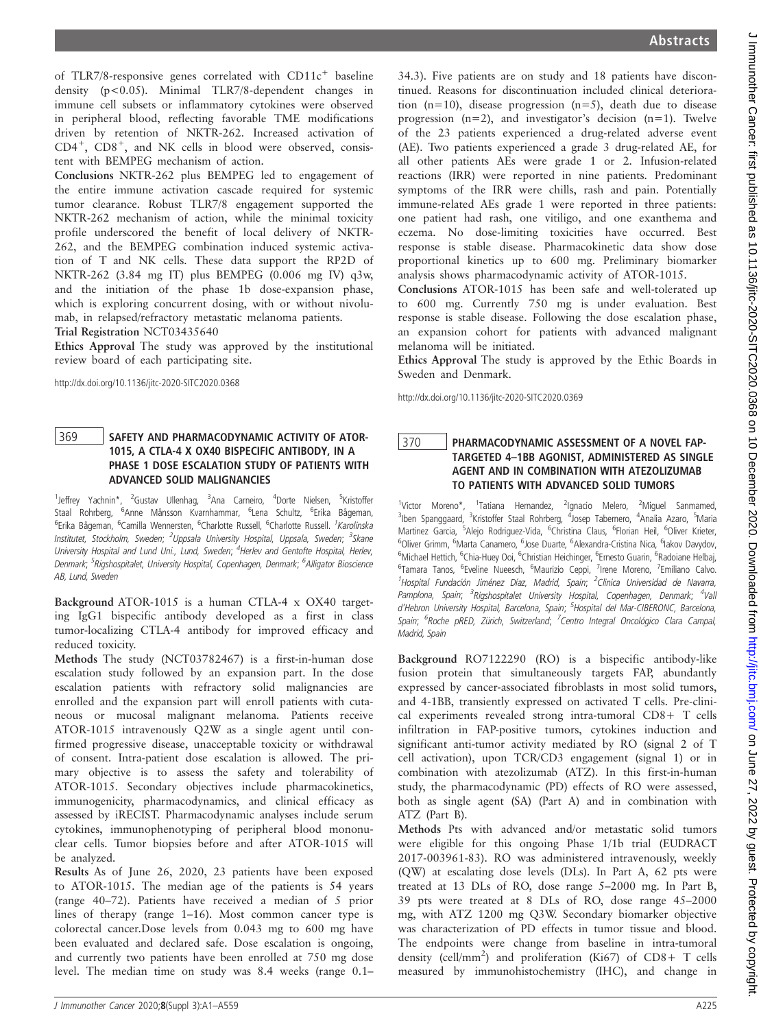of TLR7/8-responsive genes correlated with $CD11c^{+}$ baseline density ($p<0.05$). Minimal TLR7/8-dependent changes in immune cell subsets or inflammatory cytokines were observed in peripheral blood, reflecting favorable TME modifications driven by retention of NKTR-262. Increased activation of $CD4^{+}$, $CD8^{+}$, and NK cells in blood were observed, consistent with BEMPEG mechanism of action.

**Conclusions** NKTR-262 plus BEMPEG led to engagement of the entire immune activation cascade required for systemic tumor clearance. Robust TLR7/8 engagement supported the NKTR-262 mechanism of action, while the minimal toxicity profile underscored the benefit of local delivery of NKTR-262, and the BEMPEG combination induced systemic activation of T and NK cells. These data support the RP2D of NKTR-262 (3.84 mg IT) plus BEMPEG (0.006 mg IV) q3w, and the initiation of the phase 1b dose-expansion phase, which is exploring concurrent dosing, with or without nivolumab, in relapsed/refractory metastatic melanoma patients.

**Trial Registration** NCT03435640

**Ethics Approval** The study was approved by the institutional review board of each participating site.

http://dx.doi.org/10.1136/jitc-2020-SITC2020.0368

## 369 SAFETY AND PHARMACODYNAMIC ACTIVITY OF ATOR-1015, A CTLA-4 X OX40 BISPECIFIC ANTIBODY, IN A PHASE 1 DOSE ESCALATION STUDY OF PATIENTS WITH ADVANCED SOLID MALIGNANCIES

[1]Jeffrey Yachnin*, [2]Gustav Ullenhag, [3]Ana Carneiro, [4]Dorte Nielsen, [5]Kristoffer Staal Rohrberg, [6]Anne Månsson Kvarnhammar, [6]Lena Schultz, [6]Erika Bågeman, [6]Erika Bågeman, [6]Camilla Wennersten, [6]Charlotte Russell, [6]Charlotte Russell. [1]Karolinska Institutet, Stockholm, Sweden; [2]Uppsala University Hospital, Uppsala, Sweden; [3]Skane University Hospital and Lund Uni., Lund, Sweden; [4]Herlev and Gentofte Hospital, Herlev, Denmark; [5]Rigshospitalet, University Hospital, Copenhagen, Denmark; [6]Alligator Bioscience AB, Lund, Sweden

**Background** ATOR-1015 is a human CTLA-4 x OX40 targeting IgG1 bispecific antibody developed as a first in class tumor-localizing CTLA-4 antibody for improved efficacy and reduced toxicity.

**Methods** The study (NCT03782467) is a first-in-human dose escalation study followed by an expansion part. In the dose escalation patients with refractory solid malignancies are enrolled and the expansion part will enroll patients with cutaneous or mucosal malignant melanoma. Patients receive ATOR-1015 intravenously Q2W as a single agent until confirmed progressive disease, unacceptable toxicity or withdrawal of consent. Intra-patient dose escalation is allowed. The primary objective is to assess the safety and tolerability of ATOR-1015. Secondary objectives include pharmacokinetics, immunogenicity, pharmacodynamics, and clinical efficacy as assessed by iRECIST. Pharmacodynamic analyses include serum cytokines, immunophenotyping of peripheral blood mononuclear cells. Tumor biopsies before and after ATOR-1015 will be analyzed.

**Results** As of June 26, 2020, 23 patients have been exposed to ATOR-1015. The median age of the patients is 54 years (range 40–72). Patients have received a median of 5 prior lines of therapy (range 1–16). Most common cancer type is colorectal cancer.Dose levels from 0.043 mg to 600 mg have been evaluated and declared safe. Dose escalation is ongoing, and currently two patients have been enrolled at 750 mg dose level. The median time on study was 8.4 weeks (range 0.1–34.3). Five patients are on study and 18 patients have discontinued. Reasons for discontinuation included clinical deterioration (n=10), disease progression (n=5), death due to disease progression (n=2), and investigator's decision (n=1). Twelve of the 23 patients experienced a drug-related adverse event (AE). Two patients experienced a grade 3 drug-related AE, for all other patients AEs were grade 1 or 2. Infusion-related reactions (IRR) were reported in nine patients. Predominant symptoms of the IRR were chills, rash and pain. Potentially immune-related AEs grade 1 were reported in three patients: one patient had rash, one vitiligo, and one exanthema and eczema. No dose-limiting toxicities have occurred. Best response is stable disease. Pharmacokinetic data show dose proportional kinetics up to 600 mg. Preliminary biomarker analysis shows pharmacodynamic activity of ATOR-1015.

**Conclusions** ATOR-1015 has been safe and well-tolerated up to 600 mg. Currently 750 mg is under evaluation. Best response is stable disease. Following the dose escalation phase, an expansion cohort for patients with advanced malignant melanoma will be initiated.

**Ethics Approval** The study is approved by the Ethic Boards in Sweden and Denmark.

http://dx.doi.org/10.1136/jitc-2020-SITC2020.0369

## 370 PHARMACODYNAMIC ASSESSMENT OF A NOVEL FAP-TARGETED 4–1BB AGONIST, ADMINISTERED AS SINGLE AGENT AND IN COMBINATION WITH ATEZOLIZUMAB TO PATIENTS WITH ADVANCED SOLID TUMORS

[1]Victor Moreno*, [1]Tatiana Hernandez, [2]Ignacio Melero, [2]Miguel Sanmamed, [3]Iben Spanggaard, [3]Kristoffer Staal Rohrberg, [4]Josep Tabernero, [4]Analia Azaro, [5]Maria Martinez Garcia, [5]Alejo Rodriguez-Vida, [6]Christina Claus, [6]Florian Heil, [6]Oliver Krieter, [6]Oliver Grimm, [6]Marta Canamero, [6]Jose Duarte, [6]Alexandra-Cristina Nica, [6]Iakov Davydov, [6]Michael Hettich, [6]Chia-Huey Ooi, [6]Christian Heichinger, [6]Ernesto Guarin, [6]Radoiane Helbaj, [6]Tamara Tanos, [6]Eveline Nueesch, [6]Maurizio Ceppi, [7]Irene Moreno, [7]Emiliano Calvo. [1]Hospital Fundación Jiménez Díaz, Madrid, Spain; [2]Clinica Universidad de Navarra, Pamplona, Spain; [3]Rigshospitalet University Hospital, Copenhagen, Denmark; [4]Vall d'Hebron University Hospital, Barcelona, Spain; [5]Hospital del Mar-CIBERONC, Barcelona, Spain; [6]Roche pRED, Zürich, Switzerland; [7]Centro Integral Oncológico Clara Campal, Madrid, Spain

**Background** RO7122290 (RO) is a bispecific antibody-like fusion protein that simultaneously targets FAP, abundantly expressed by cancer-associated fibroblasts in most solid tumors, and 4-1BB, transiently expressed on activated T cells. Pre-clinical experiments revealed strong intra-tumoral CD8+ T cells infiltration in FAP-positive tumors, cytokines induction and significant anti-tumor activity mediated by RO (signal 2 of T cell activation), upon TCR/CD3 engagement (signal 1) or in combination with atezolizumab (ATZ). In this first-in-human study, the pharmacodynamic (PD) effects of RO were assessed, both as single agent (SA) (Part A) and in combination with ATZ (Part B).

**Methods** Pts with advanced and/or metastatic solid tumors were eligible for this ongoing Phase 1/1b trial (EUDRACT 2017-003961-83). RO was administered intravenously, weekly (QW) at escalating dose levels (DLs). In Part A, 62 pts were treated at 13 DLs of RO, dose range 5–2000 mg. In Part B, 39 pts were treated at 8 DLs of RO, dose range 45–2000 mg, with ATZ 1200 mg Q3W. Secondary biomarker objective was characterization of PD effects in tumor tissue and blood. The endpoints were change from baseline in intra-tumoral density (cell/$mm^2$) and proliferation (Ki67) of CD8+ T cells measured by immunohistochemistry (IHC), and change in